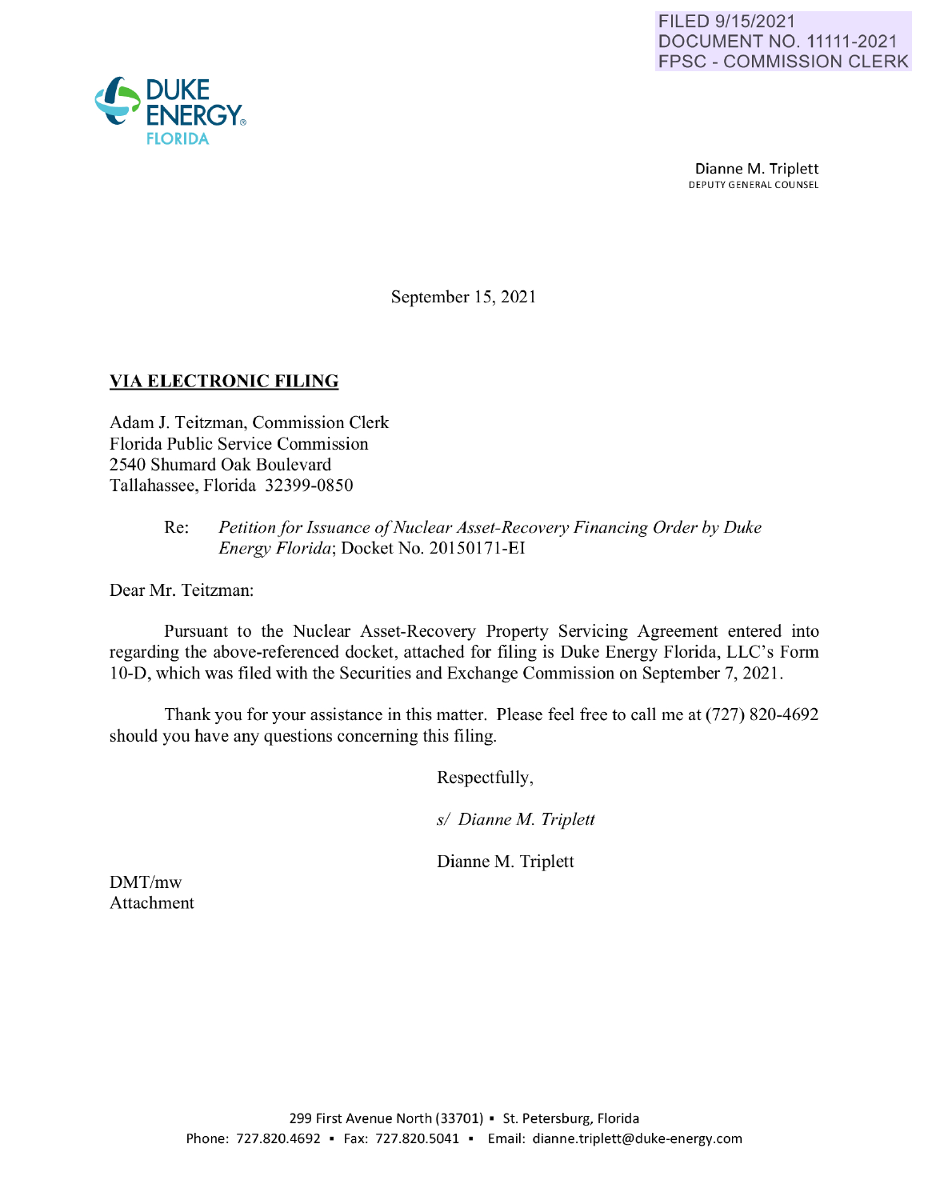FILED 9/15/2021
DOCUMENT NO. 11111-2021
FPSC - COMMISSION CLERK

DUKE ENERGY
FLORIDA

Dianne M. Triplett
DEPUTY GENERAL COUNSEL

September 15, 2021

**VIA ELECTRONIC FILING**

Adam J. Teitzman, Commission Clerk
Florida Public Service Commission
2540 Shumard Oak Boulevard
Tallahassee, Florida 32399-0850

Re: *Petition for Issuance of Nuclear Asset-Recovery Financing Order by Duke Energy Florida*; Docket No. 20150171-EI

Dear Mr. Teitzman:

Pursuant to the Nuclear Asset-Recovery Property Servicing Agreement entered into regarding the above-referenced docket, attached for filing is Duke Energy Florida, LLC's Form 10-D, which was filed with the Securities and Exchange Commission on September 7, 2021.

Thank you for your assistance in this matter. Please feel free to call me at (727) 820-4692 should you have any questions concerning this filing.

Respectfully,

*s/ Dianne M. Triplett*

Dianne M. Triplett

DMT/mw
Attachment

299 First Avenue North (33701) ▪ St. Petersburg, Florida
Phone: 727.820.4692 ▪ Fax: 727.820.5041 ▪ Email: dianne.triplett@duke-energy.com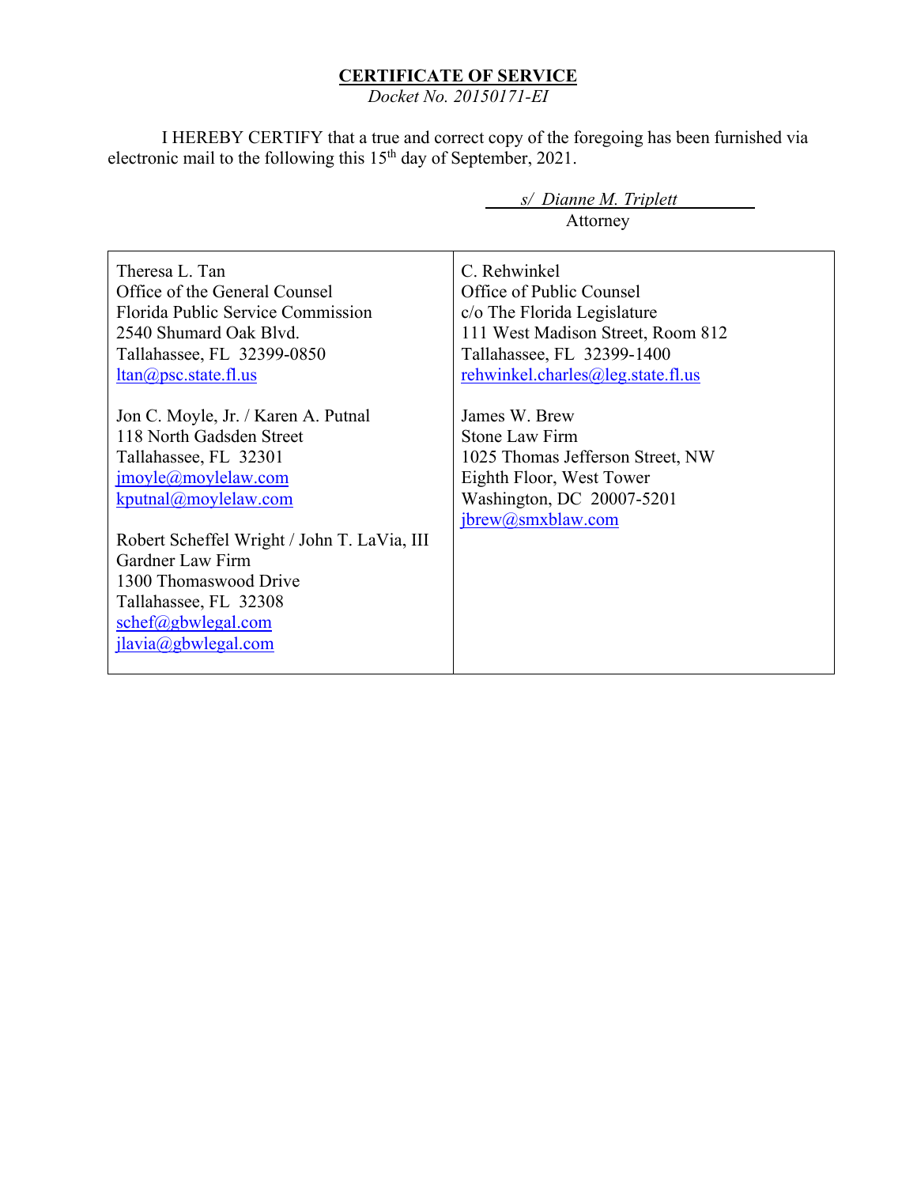**CERTIFICATE OF SERVICE**

*Docket No. 20150171-EI*

I HEREBY CERTIFY that a true and correct copy of the foregoing has been furnished via electronic mail to the following this 15th day of September, 2021.

*s/ Dianne M. Triplett*
Attorney

| | |
|---|---|
| Theresa L. Tan<br>Office of the General Counsel<br>Florida Public Service Commission<br>2540 Shumard Oak Blvd.<br>Tallahassee, FL 32399-0850<br>ltan@psc.state.fl.us<br><br>Jon C. Moyle, Jr. / Karen A. Putnal<br>118 North Gadsden Street<br>Tallahassee, FL 32301<br>jmoyle@moylelaw.com<br>kputnal@moylelaw.com<br><br>Robert Scheffel Wright / John T. LaVia, III<br>Gardner Law Firm<br>1300 Thomaswood Drive<br>Tallahassee, FL 32308<br>schef@gbwlegal.com<br>jlavia@gbwlegal.com | C. Rehwinkel<br>Office of Public Counsel<br>c/o The Florida Legislature<br>111 West Madison Street, Room 812<br>Tallahassee, FL 32399-1400<br>rehwinkel.charles@leg.state.fl.us<br><br>James W. Brew<br>Stone Law Firm<br>1025 Thomas Jefferson Street, NW<br>Eighth Floor, West Tower<br>Washington, DC 20007-5201<br>jbrew@smxblaw.com |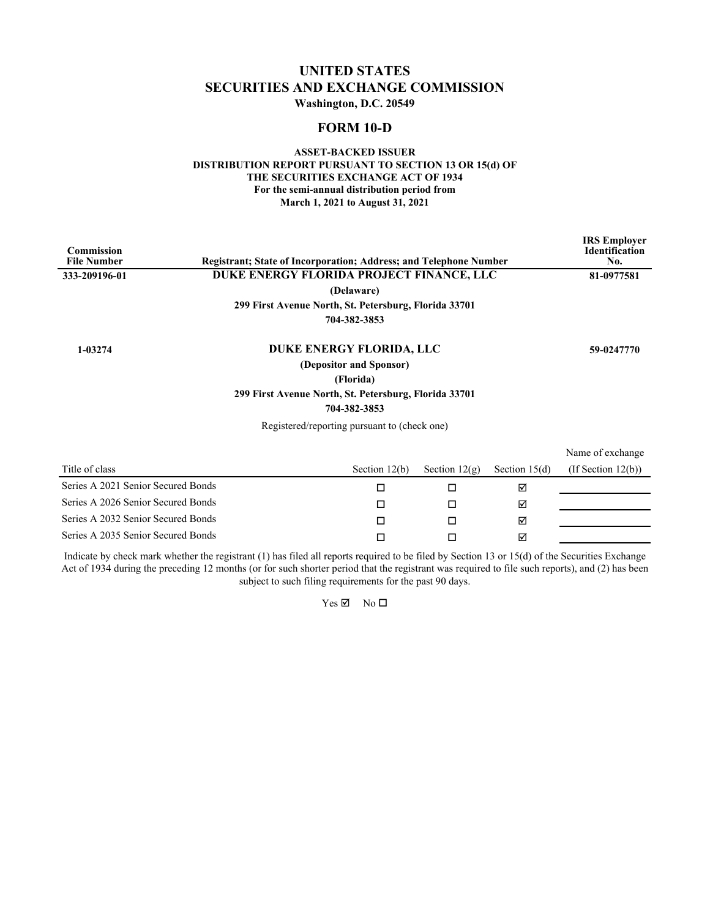# UNITED STATES
# SECURITIES AND EXCHANGE COMMISSION

**Washington, D.C. 20549**

## FORM 10-D

**ASSET-BACKED ISSUER**
**DISTRIBUTION REPORT PURSUANT TO SECTION 13 OR 15(d) OF THE SECURITIES EXCHANGE ACT OF 1934**
**For the semi-annual distribution period from**
**March 1, 2021 to August 31, 2021**

| Commission File Number | Registrant; State of Incorporation; Address; and Telephone Number | IRS Employer Identification No. |
|---|---|---|
| **333-209196-01** | **DUKE ENERGY FLORIDA PROJECT FINANCE, LLC**<br>**(Delaware)**<br>**299 First Avenue North, St. Petersburg, Florida 33701**<br>**704-382-3853** | **81-0977581** |
| **1-03274** | **DUKE ENERGY FLORIDA, LLC**<br>**(Depositor and Sponsor)**<br>**(Florida)**<br>**299 First Avenue North, St. Petersburg, Florida 33701**<br>**704-382-3853** | **59-0247770** |

Registered/reporting pursuant to (check one)

| Title of class | Section 12(b) | Section 12(g) | Section 15(d) | Name of exchange (If Section 12(b)) |
|---|---|---|---|---|
| Series A 2021 Senior Secured Bonds | ☐ | ☐ | ☑ | |
| Series A 2026 Senior Secured Bonds | ☐ | ☐ | ☑ | |
| Series A 2032 Senior Secured Bonds | ☐ | ☐ | ☑ | |
| Series A 2035 Senior Secured Bonds | ☐ | ☐ | ☑ | |

Indicate by check mark whether the registrant (1) has filed all reports required to be filed by Section 13 or 15(d) of the Securities Exchange Act of 1934 during the preceding 12 months (or for such shorter period that the registrant was required to file such reports), and (2) has been subject to such filing requirements for the past 90 days.

Yes ☑ No ☐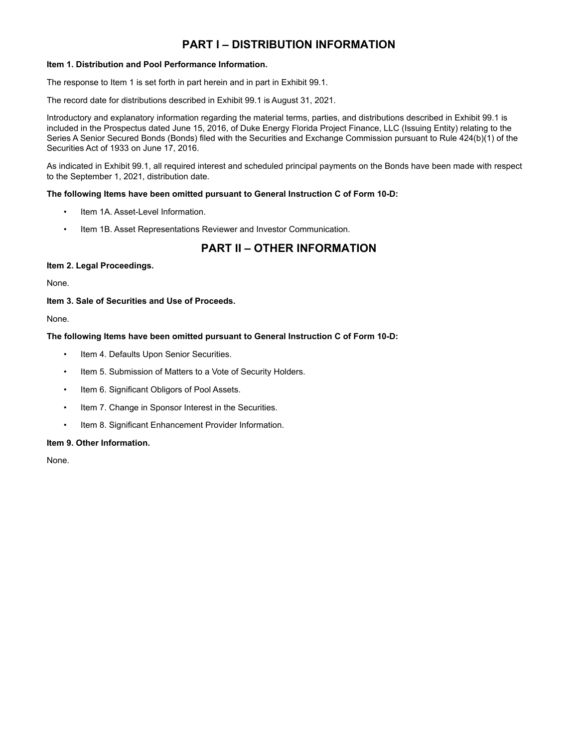# PART I – DISTRIBUTION INFORMATION

**Item 1. Distribution and Pool Performance Information.**

The response to Item 1 is set forth in part herein and in part in Exhibit 99.1.

The record date for distributions described in Exhibit 99.1 is August 31, 2021.

Introductory and explanatory information regarding the material terms, parties, and distributions described in Exhibit 99.1 is included in the Prospectus dated June 15, 2016, of Duke Energy Florida Project Finance, LLC (Issuing Entity) relating to the Series A Senior Secured Bonds (Bonds) filed with the Securities and Exchange Commission pursuant to Rule 424(b)(1) of the Securities Act of 1933 on June 17, 2016.

As indicated in Exhibit 99.1, all required interest and scheduled principal payments on the Bonds have been made with respect to the September 1, 2021, distribution date.

**The following Items have been omitted pursuant to General Instruction C of Form 10-D:**

- Item 1A. Asset-Level Information.
- Item 1B. Asset Representations Reviewer and Investor Communication.

# PART II – OTHER INFORMATION

**Item 2. Legal Proceedings.**

None.

**Item 3. Sale of Securities and Use of Proceeds.**

None.

**The following Items have been omitted pursuant to General Instruction C of Form 10-D:**

- Item 4. Defaults Upon Senior Securities.
- Item 5. Submission of Matters to a Vote of Security Holders.
- Item 6. Significant Obligors of Pool Assets.
- Item 7. Change in Sponsor Interest in the Securities.
- Item 8. Significant Enhancement Provider Information.

**Item 9. Other Information.**

None.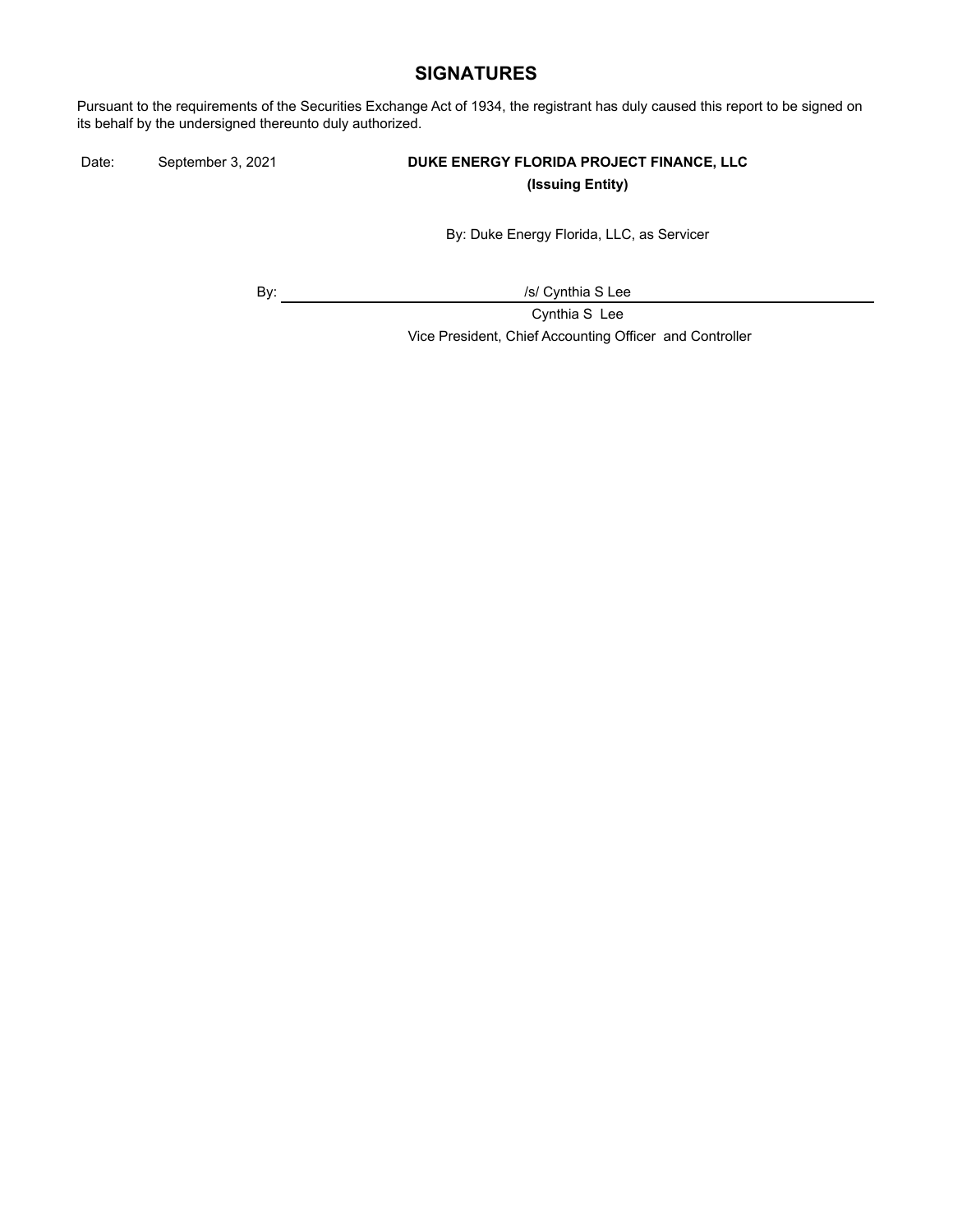## SIGNATURES

Pursuant to the requirements of the Securities Exchange Act of 1934, the registrant has duly caused this report to be signed on its behalf by the undersigned thereunto duly authorized.

Date: September 3, 2021

**DUKE ENERGY FLORIDA PROJECT FINANCE, LLC**
**(Issuing Entity)**

By: Duke Energy Florida, LLC, as Servicer

By: /s/ Cynthia S Lee

Cynthia S Lee
Vice President, Chief Accounting Officer and Controller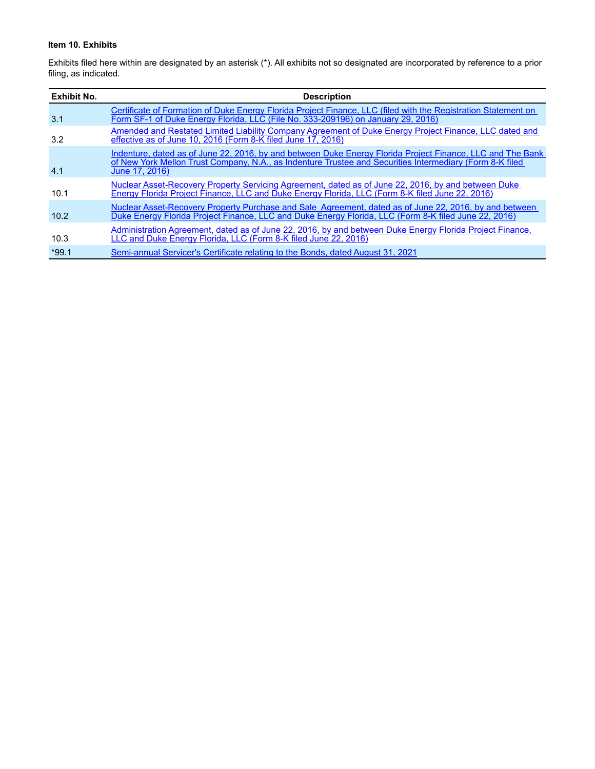**Item 10. Exhibits**

Exhibits filed here within are designated by an asterisk (*). All exhibits not so designated are incorporated by reference to a prior filing, as indicated.

| Exhibit No. | Description |
| --- | --- |
| 3.1 | Certificate of Formation of Duke Energy Florida Project Finance, LLC (filed with the Registration Statement on Form SF-1 of Duke Energy Florida, LLC (File No. 333-209196) on January 29, 2016) |
| 3.2 | Amended and Restated Limited Liability Company Agreement of Duke Energy Project Finance, LLC dated and effective as of June 10, 2016 (Form 8-K filed June 17, 2016) |
| 4.1 | Indenture, dated as of June 22, 2016, by and between Duke Energy Florida Project Finance, LLC and The Bank of New York Mellon Trust Company, N.A., as Indenture Trustee and Securities Intermediary (Form 8-K filed June 17, 2016) |
| 10.1 | Nuclear Asset-Recovery Property Servicing Agreement, dated as of June 22, 2016, by and between Duke Energy Florida Project Finance, LLC and Duke Energy Florida, LLC (Form 8-K filed June 22, 2016) |
| 10.2 | Nuclear Asset-Recovery Property Purchase and Sale Agreement, dated as of June 22, 2016, by and between Duke Energy Florida Project Finance, LLC and Duke Energy Florida, LLC (Form 8-K filed June 22, 2016) |
| 10.3 | Administration Agreement, dated as of June 22, 2016, by and between Duke Energy Florida Project Finance, LLC and Duke Energy Florida, LLC (Form 8-K filed June 22, 2016) |
| *99.1 | Semi-annual Servicer's Certificate relating to the Bonds, dated August 31, 2021 |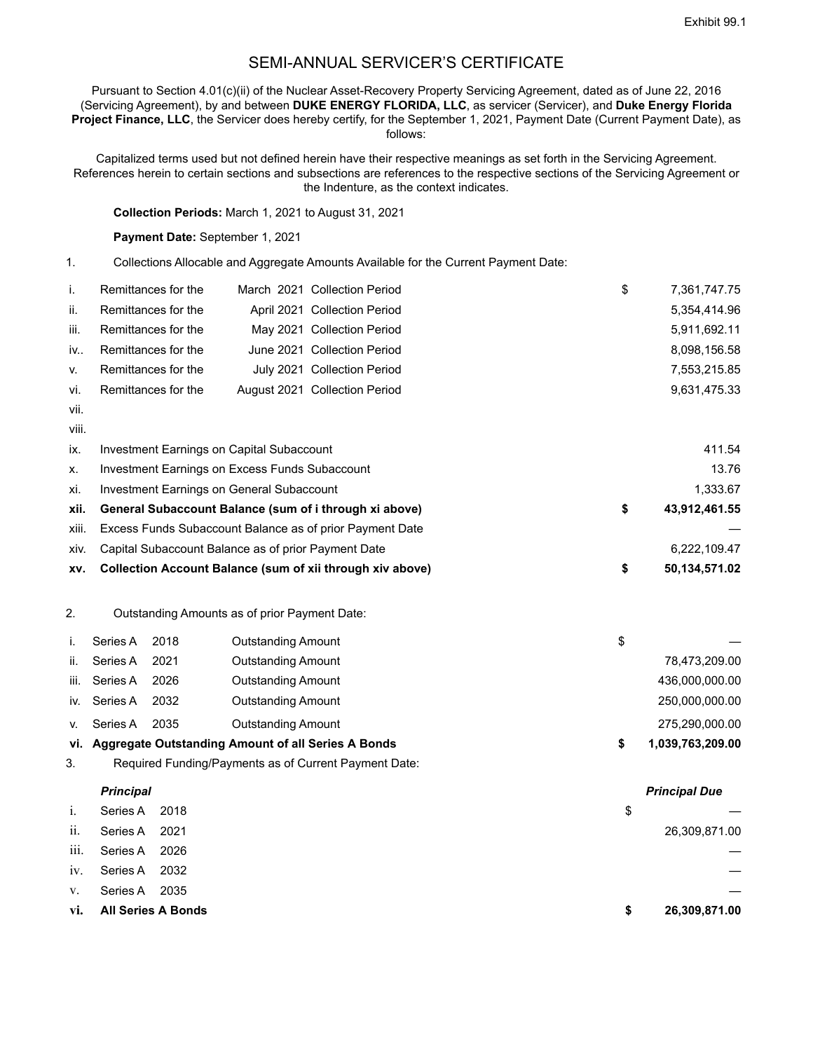Exhibit 99.1

# SEMI-ANNUAL SERVICER'S CERTIFICATE

Pursuant to Section 4.01(c)(ii) of the Nuclear Asset-Recovery Property Servicing Agreement, dated as of June 22, 2016 (Servicing Agreement), by and between **DUKE ENERGY FLORIDA, LLC**, as servicer (Servicer), and **Duke Energy Florida Project Finance, LLC**, the Servicer does hereby certify, for the September 1, 2021, Payment Date (Current Payment Date), as follows:

Capitalized terms used but not defined herein have their respective meanings as set forth in the Servicing Agreement. References herein to certain sections and subsections are references to the respective sections of the Servicing Agreement or the Indenture, as the context indicates.

**Collection Periods:** March 1, 2021 to August 31, 2021

**Payment Date:** September 1, 2021

1. Collections Allocable and Aggregate Amounts Available for the Current Payment Date:

| | | | |
|---|---|---|---|
| i. | Remittances for the March 2021 Collection Period | $ | 7,361,747.75 |
| ii. | Remittances for the April 2021 Collection Period | | 5,354,414.96 |
| iii. | Remittances for the May 2021 Collection Period | | 5,911,692.11 |
| iv.. | Remittances for the June 2021 Collection Period | | 8,098,156.58 |
| v. | Remittances for the July 2021 Collection Period | | 7,553,215.85 |
| vi. | Remittances for the August 2021 Collection Period | | 9,631,475.33 |
| vii. | | | |
| viii. | | | |
| ix. | Investment Earnings on Capital Subaccount | | 411.54 |
| x. | Investment Earnings on Excess Funds Subaccount | | 13.76 |
| xi. | Investment Earnings on General Subaccount | | 1,333.67 |
| **xii.** | **General Subaccount Balance (sum of i through xi above)** | **$** | **43,912,461.55** |
| xiii. | Excess Funds Subaccount Balance as of prior Payment Date | | — |
| xiv. | Capital Subaccount Balance as of prior Payment Date | | 6,222,109.47 |
| **xv.** | **Collection Account Balance (sum of xii through xiv above)** | **$** | **50,134,571.02** |

2. Outstanding Amounts as of prior Payment Date:

| | | | | | |
|---|---|---|---|---|---|
| i. | Series A | 2018 | Outstanding Amount | $ | — |
| ii. | Series A | 2021 | Outstanding Amount | | 78,473,209.00 |
| iii. | Series A | 2026 | Outstanding Amount | | 436,000,000.00 |
| iv. | Series A | 2032 | Outstanding Amount | | 250,000,000.00 |
| v. | Series A | 2035 | Outstanding Amount | | 275,290,000.00 |
| **vi.** | **Aggregate Outstanding Amount of all Series A Bonds** | | | **$** | **1,039,763,209.00** |

3. Required Funding/Payments as of Current Payment Date:

| | ***Principal*** | | | ***Principal Due*** |
|---|---|---|---|---|
| i. | Series A | 2018 | $ | — |
| ii. | Series A | 2021 | | 26,309,871.00 |
| iii. | Series A | 2026 | | — |
| iv. | Series A | 2032 | | — |
| v. | Series A | 2035 | | — |
| **vi.** | **All Series A Bonds** | | **$** | **26,309,871.00** |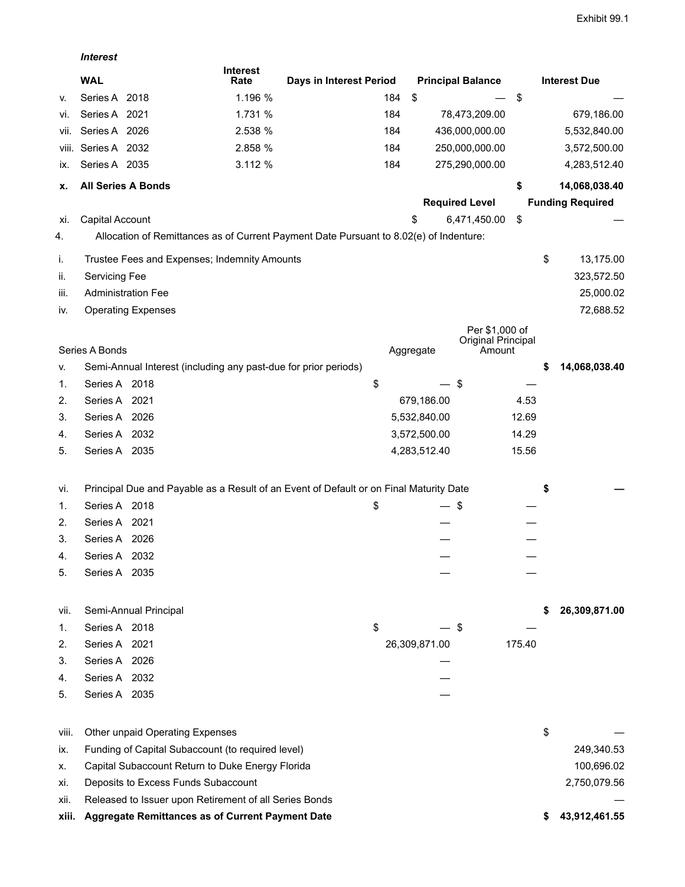*Interest*

| | WAL | Interest Rate | Days in Interest Period | Principal Balance | Interest Due |
|---|---|---|---|---|---|
| v. | Series A 2018 | 1.196 % | 184 | $ — | $ — |
| vi. | Series A 2021 | 1.731 % | 184 | 78,473,209.00 | 679,186.00 |
| vii. | Series A 2026 | 2.538 % | 184 | 436,000,000.00 | 5,532,840.00 |
| viii. | Series A 2032 | 2.858 % | 184 | 250,000,000.00 | 3,572,500.00 |
| ix. | Series A 2035 | 3.112 % | 184 | 275,290,000.00 | 4,283,512.40 |
| **x.** | **All Series A Bonds** | | | | **$ 14,068,038.40** |
| | | | | **Required Level** | **Funding Required** |
| xi. | Capital Account | | | $ 6,471,450.00 | $ — |

4. Allocation of Remittances as of Current Payment Date Pursuant to 8.02(e) of Indenture:

| | | | | |
|---|---|---|---|---|
| i. | Trustee Fees and Expenses; Indemnity Amounts | | | $ 13,175.00 |
| ii. | Servicing Fee | | | 323,572.50 |
| iii. | Administration Fee | | | 25,000.02 |
| iv. | Operating Expenses | | | 72,688.52 |
| | Series A Bonds | Aggregate | Per $1,000 of Original Principal Amount | |
| v. | Semi-Annual Interest (including any past-due for prior periods) | | | **$ 14,068,038.40** |
| 1. | Series A 2018 | $ — | $ — | |
| 2. | Series A 2021 | 679,186.00 | 4.53 | |
| 3. | Series A 2026 | 5,532,840.00 | 12.69 | |
| 4. | Series A 2032 | 3,572,500.00 | 14.29 | |
| 5. | Series A 2035 | 4,283,512.40 | 15.56 | |
| vi. | Principal Due and Payable as a Result of an Event of Default or on Final Maturity Date | | | **$ —** |
| 1. | Series A 2018 | $ — | $ — | |
| 2. | Series A 2021 | — | — | |
| 3. | Series A 2026 | — | — | |
| 4. | Series A 2032 | — | — | |
| 5. | Series A 2035 | — | — | |
| vii. | Semi-Annual Principal | | | **$ 26,309,871.00** |
| 1. | Series A 2018 | $ — | $ — | |
| 2. | Series A 2021 | 26,309,871.00 | 175.40 | |
| 3. | Series A 2026 | — | | |
| 4. | Series A 2032 | — | | |
| 5. | Series A 2035 | — | | |
| viii. | Other unpaid Operating Expenses | | | $ — |
| ix. | Funding of Capital Subaccount (to required level) | | | 249,340.53 |
| x. | Capital Subaccount Return to Duke Energy Florida | | | 100,696.02 |
| xi. | Deposits to Excess Funds Subaccount | | | 2,750,079.56 |
| xii. | Released to Issuer upon Retirement of all Series Bonds | | | — |
| **xiii.** | **Aggregate Remittances as of Current Payment Date** | | | **$ 43,912,461.55** |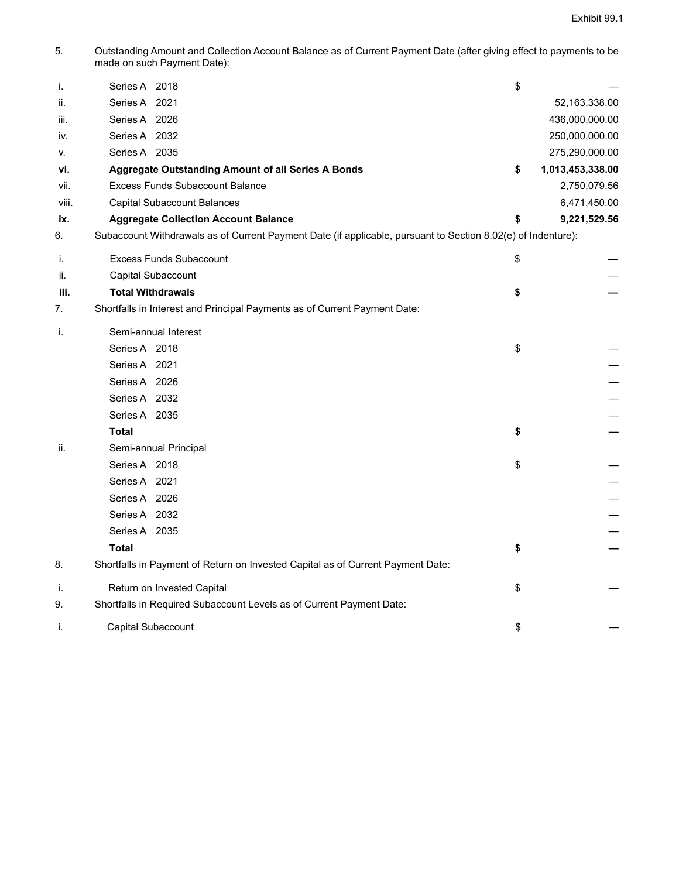Exhibit 99.1

| | | | |
|---|---|---|---|
| 5. | Outstanding Amount and Collection Account Balance as of Current Payment Date (after giving effect to payments to be made on such Payment Date): | | |
| i. | Series A 2018 | $ | — |
| ii. | Series A 2021 | | 52,163,338.00 |
| iii. | Series A 2026 | | 436,000,000.00 |
| iv. | Series A 2032 | | 250,000,000.00 |
| v. | Series A 2035 | | 275,290,000.00 |
| **vi.** | **Aggregate Outstanding Amount of all Series A Bonds** | **$** | **1,013,453,338.00** |
| vii. | Excess Funds Subaccount Balance | | 2,750,079.56 |
| viii. | Capital Subaccount Balances | | 6,471,450.00 |
| **ix.** | **Aggregate Collection Account Balance** | **$** | **9,221,529.56** |
| 6. | Subaccount Withdrawals as of Current Payment Date (if applicable, pursuant to Section 8.02(e) of Indenture): | | |
| i. | Excess Funds Subaccount | $ | — |
| ii. | Capital Subaccount | | — |
| **iii.** | **Total Withdrawals** | **$** | **—** |
| 7. | Shortfalls in Interest and Principal Payments as of Current Payment Date: | | |
| i. | Semi-annual Interest | | |
| | Series A 2018 | $ | — |
| | Series A 2021 | | — |
| | Series A 2026 | | — |
| | Series A 2032 | | — |
| | Series A 2035 | | — |
| | **Total** | **$** | **—** |
| ii. | Semi-annual Principal | | |
| | Series A 2018 | $ | — |
| | Series A 2021 | | — |
| | Series A 2026 | | — |
| | Series A 2032 | | — |
| | Series A 2035 | | — |
| | **Total** | **$** | **—** |
| 8. | Shortfalls in Payment of Return on Invested Capital as of Current Payment Date: | | |
| i. | Return on Invested Capital | $ | — |
| 9. | Shortfalls in Required Subaccount Levels as of Current Payment Date: | | |
| i. | Capital Subaccount | $ | — |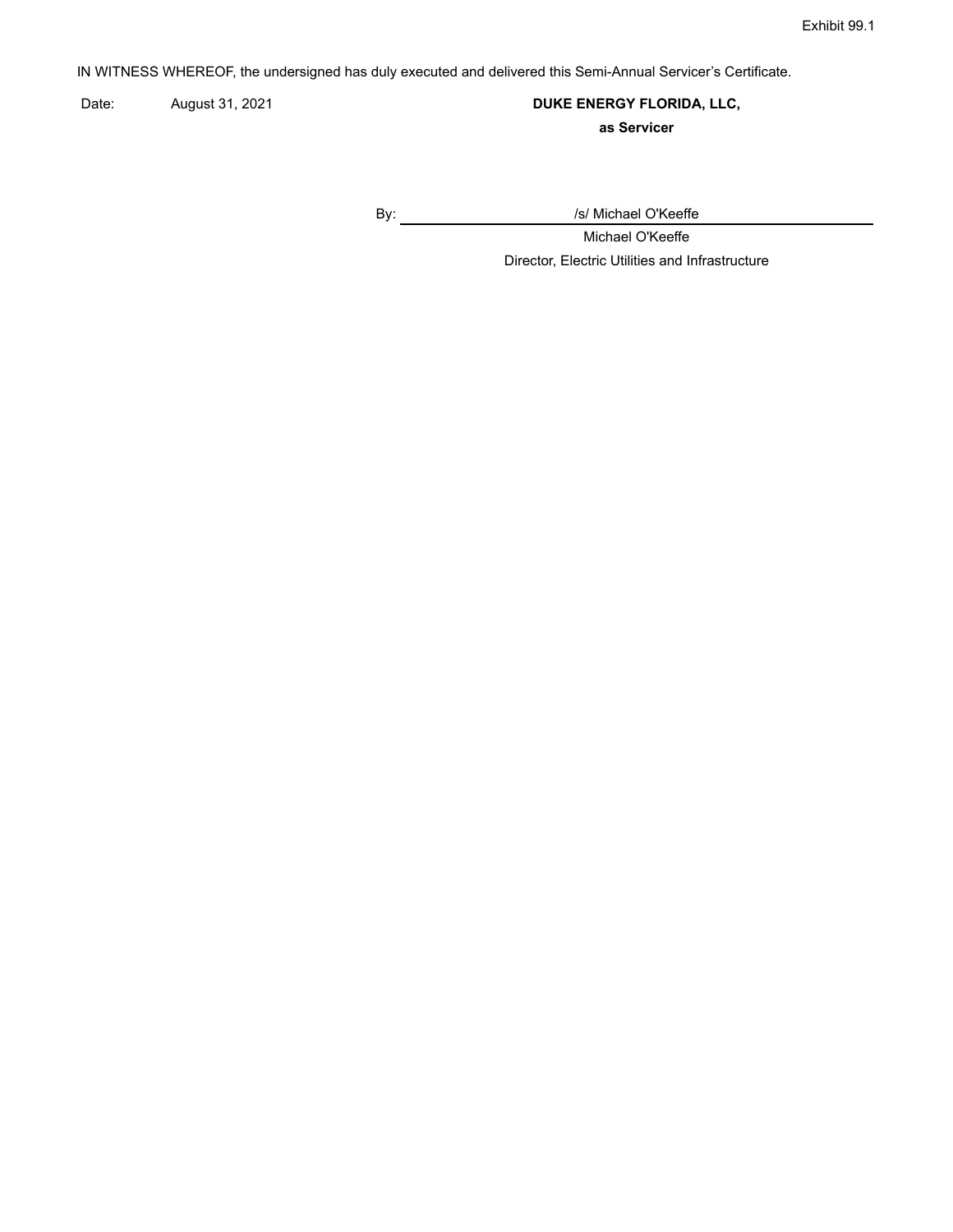Exhibit 99.1

IN WITNESS WHEREOF, the undersigned has duly executed and delivered this Semi-Annual Servicer's Certificate.

Date: August 31, 2021

**DUKE ENERGY FLORIDA, LLC,**
**as Servicer**

By: /s/ Michael O'Keeffe

Michael O'Keeffe
Director, Electric Utilities and Infrastructure